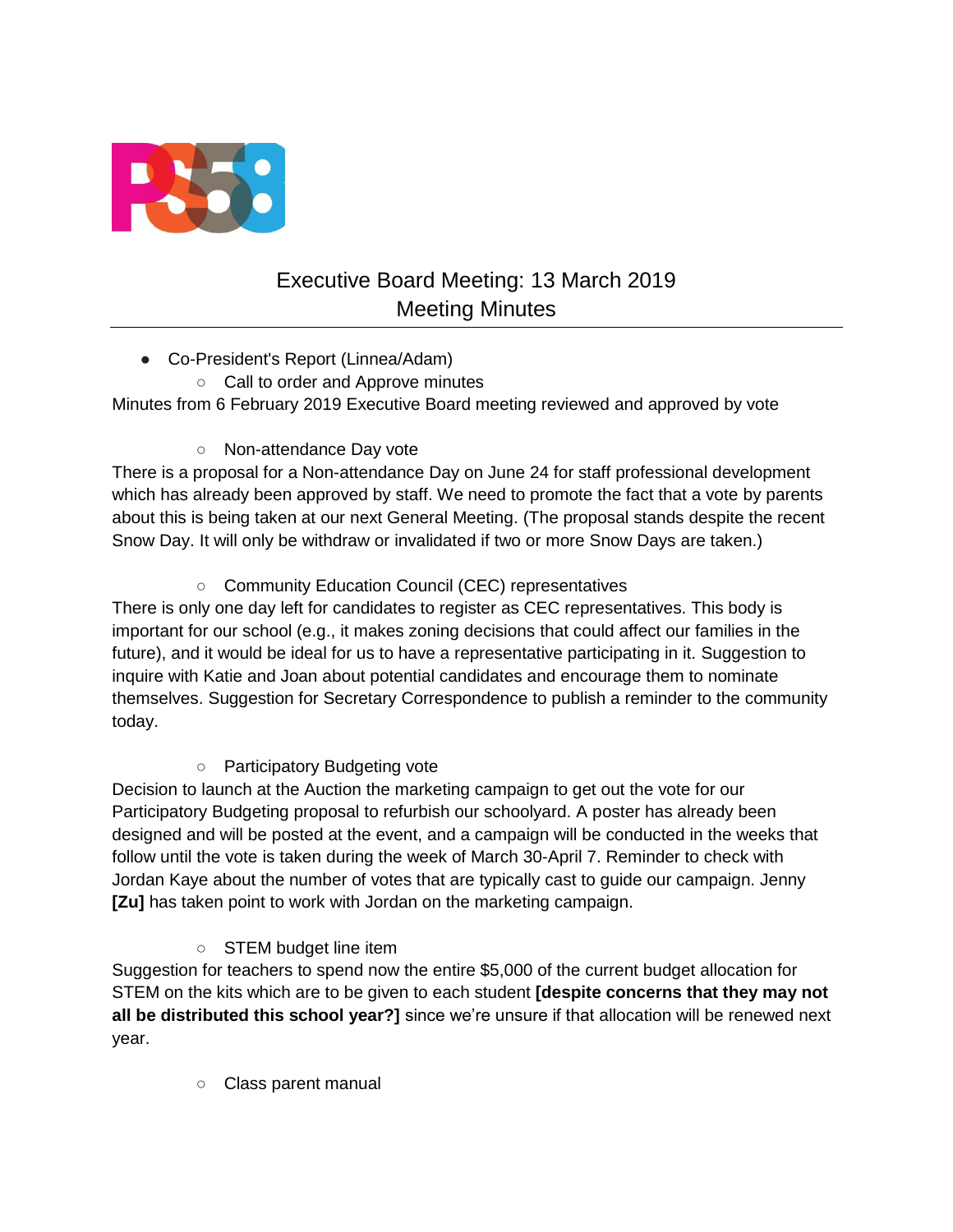# Executive Board Meeting: 13 March 2019
## Meeting Minutes

- Co-President's Report (Linnea/Adam)
  - Call to order and Approve minutes

Minutes from 6 February 2019 Executive Board meeting reviewed and approved by vote

  - Non-attendance Day vote

There is a proposal for a Non-attendance Day on June 24 for staff professional development which has already been approved by staff. We need to promote the fact that a vote by parents about this is being taken at our next General Meeting. (The proposal stands despite the recent Snow Day. It will only be withdraw or invalidated if two or more Snow Days are taken.)

  - Community Education Council (CEC) representatives

There is only one day left for candidates to register as CEC representatives. This body is important for our school (e.g., it makes zoning decisions that could affect our families in the future), and it would be ideal for us to have a representative participating in it. Suggestion to inquire with Katie and Joan about potential candidates and encourage them to nominate themselves. Suggestion for Secretary Correspondence to publish a reminder to the community today.

  - Participatory Budgeting vote

Decision to launch at the Auction the marketing campaign to get out the vote for our Participatory Budgeting proposal to refurbish our schoolyard. A poster has already been designed and will be posted at the event, and a campaign will be conducted in the weeks that follow until the vote is taken during the week of March 30-April 7. Reminder to check with Jordan Kaye about the number of votes that are typically cast to guide our campaign. Jenny **[Zu]** has taken point to work with Jordan on the marketing campaign.

  - STEM budget line item

Suggestion for teachers to spend now the entire $5,000 of the current budget allocation for STEM on the kits which are to be given to each student **[despite concerns that they may not all be distributed this school year?]** since we're unsure if that allocation will be renewed next year.

  - Class parent manual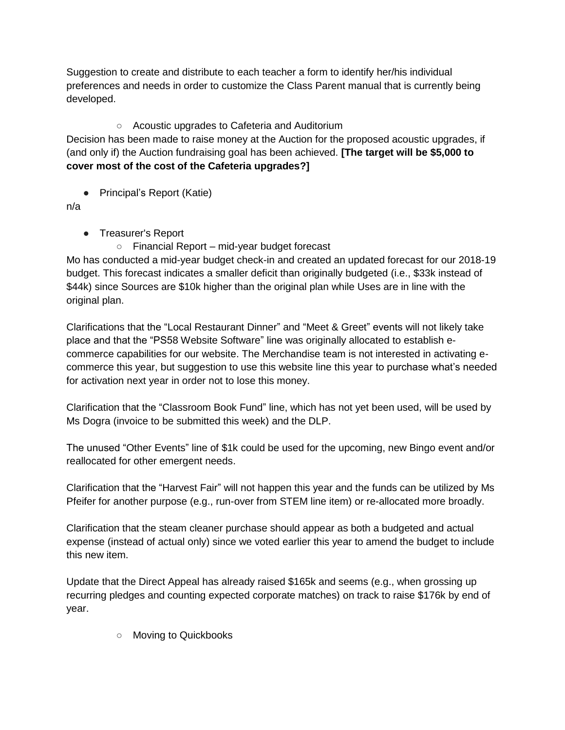Suggestion to create and distribute to each teacher a form to identify her/his individual preferences and needs in order to customize the Class Parent manual that is currently being developed.

- Acoustic upgrades to Cafeteria and Auditorium

Decision has been made to raise money at the Auction for the proposed acoustic upgrades, if (and only if) the Auction fundraising goal has been achieved. **[The target will be $5,000 to cover most of the cost of the Cafeteria upgrades?]**

- Principal's Report (Katie)

n/a

- Treasurer's Report
  - Financial Report – mid-year budget forecast

Mo has conducted a mid-year budget check-in and created an updated forecast for our 2018-19 budget. This forecast indicates a smaller deficit than originally budgeted (i.e., $33k instead of $44k) since Sources are $10k higher than the original plan while Uses are in line with the original plan.

Clarifications that the "Local Restaurant Dinner" and "Meet & Greet" events will not likely take place and that the "PS58 Website Software" line was originally allocated to establish e-commerce capabilities for our website. The Merchandise team is not interested in activating e-commerce this year, but suggestion to use this website line this year to purchase what's needed for activation next year in order not to lose this money.

Clarification that the "Classroom Book Fund" line, which has not yet been used, will be used by Ms Dogra (invoice to be submitted this week) and the DLP.

The unused "Other Events" line of $1k could be used for the upcoming, new Bingo event and/or reallocated for other emergent needs.

Clarification that the "Harvest Fair" will not happen this year and the funds can be utilized by Ms Pfeifer for another purpose (e.g., run-over from STEM line item) or re-allocated more broadly.

Clarification that the steam cleaner purchase should appear as both a budgeted and actual expense (instead of actual only) since we voted earlier this year to amend the budget to include this new item.

Update that the Direct Appeal has already raised $165k and seems (e.g., when grossing up recurring pledges and counting expected corporate matches) on track to raise $176k by end of year.

  - Moving to Quickbooks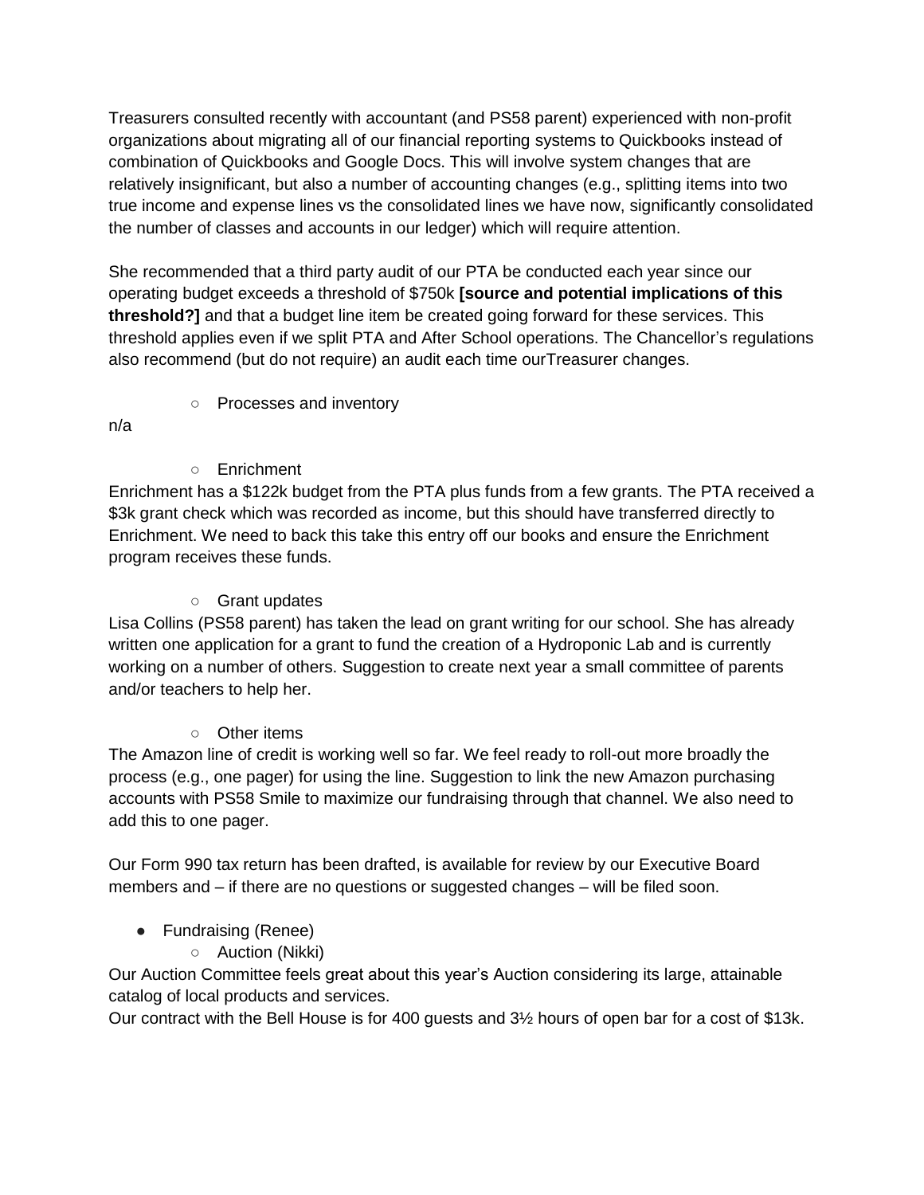Treasurers consulted recently with accountant (and PS58 parent) experienced with non-profit organizations about migrating all of our financial reporting systems to Quickbooks instead of combination of Quickbooks and Google Docs. This will involve system changes that are relatively insignificant, but also a number of accounting changes (e.g., splitting items into two true income and expense lines vs the consolidated lines we have now, significantly consolidated the number of classes and accounts in our ledger) which will require attention.

She recommended that a third party audit of our PTA be conducted each year since our operating budget exceeds a threshold of $750k **[source and potential implications of this threshold?]** and that a budget line item be created going forward for these services. This threshold applies even if we split PTA and After School operations. The Chancellor's regulations also recommend (but do not require) an audit each time ourTreasurer changes.

- Processes and inventory

n/a

- Enrichment

Enrichment has a $122k budget from the PTA plus funds from a few grants. The PTA received a $3k grant check which was recorded as income, but this should have transferred directly to Enrichment. We need to back this take this entry off our books and ensure the Enrichment program receives these funds.

- Grant updates

Lisa Collins (PS58 parent) has taken the lead on grant writing for our school. She has already written one application for a grant to fund the creation of a Hydroponic Lab and is currently working on a number of others. Suggestion to create next year a small committee of parents and/or teachers to help her.

- Other items

The Amazon line of credit is working well so far. We feel ready to roll-out more broadly the process (e.g., one pager) for using the line. Suggestion to link the new Amazon purchasing accounts with PS58 Smile to maximize our fundraising through that channel. We also need to add this to one pager.

Our Form 990 tax return has been drafted, is available for review by our Executive Board members and – if there are no questions or suggested changes – will be filed soon.

- Fundraising (Renee)
  - Auction (Nikki)

Our Auction Committee feels great about this year's Auction considering its large, attainable catalog of local products and services.

Our contract with the Bell House is for 400 guests and 3½ hours of open bar for a cost of $13k.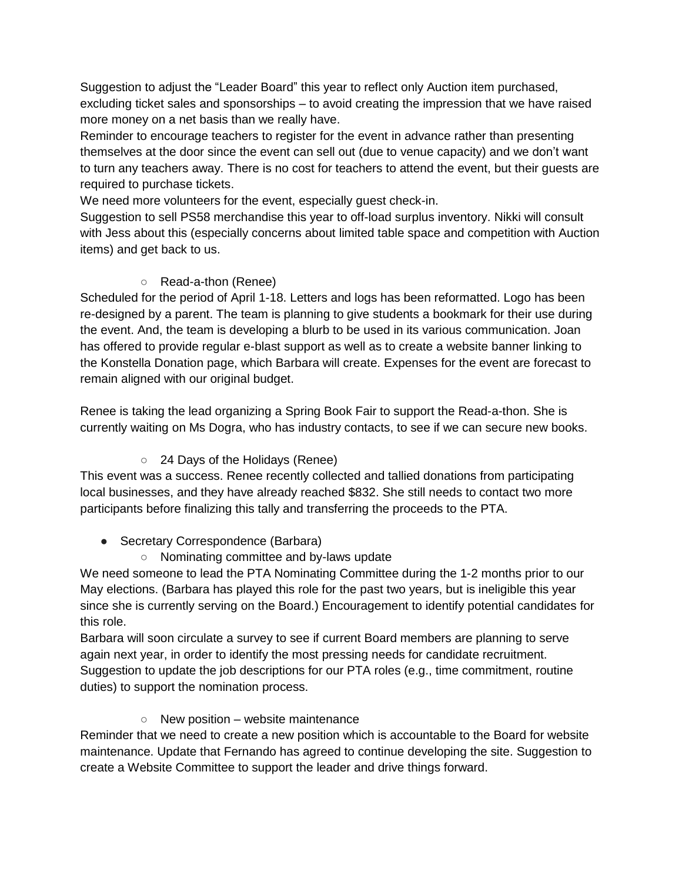Suggestion to adjust the "Leader Board" this year to reflect only Auction item purchased, excluding ticket sales and sponsorships – to avoid creating the impression that we have raised more money on a net basis than we really have.

Reminder to encourage teachers to register for the event in advance rather than presenting themselves at the door since the event can sell out (due to venue capacity) and we don't want to turn any teachers away. There is no cost for teachers to attend the event, but their guests are required to purchase tickets.

We need more volunteers for the event, especially guest check-in.

Suggestion to sell PS58 merchandise this year to off-load surplus inventory. Nikki will consult with Jess about this (especially concerns about limited table space and competition with Auction items) and get back to us.

- Read-a-thon (Renee)

Scheduled for the period of April 1-18. Letters and logs has been reformatted. Logo has been re-designed by a parent. The team is planning to give students a bookmark for their use during the event. And, the team is developing a blurb to be used in its various communication. Joan has offered to provide regular e-blast support as well as to create a website banner linking to the Konstella Donation page, which Barbara will create. Expenses for the event are forecast to remain aligned with our original budget.

Renee is taking the lead organizing a Spring Book Fair to support the Read-a-thon. She is currently waiting on Ms Dogra, who has industry contacts, to see if we can secure new books.

- 24 Days of the Holidays (Renee)

This event was a success. Renee recently collected and tallied donations from participating local businesses, and they have already reached $832. She still needs to contact two more participants before finalizing this tally and transferring the proceeds to the PTA.

- Secretary Correspondence (Barbara)
  - Nominating committee and by-laws update

We need someone to lead the PTA Nominating Committee during the 1-2 months prior to our May elections. (Barbara has played this role for the past two years, but is ineligible this year since she is currently serving on the Board.) Encouragement to identify potential candidates for this role.

Barbara will soon circulate a survey to see if current Board members are planning to serve again next year, in order to identify the most pressing needs for candidate recruitment. Suggestion to update the job descriptions for our PTA roles (e.g., time commitment, routine duties) to support the nomination process.

  - New position – website maintenance

Reminder that we need to create a new position which is accountable to the Board for website maintenance. Update that Fernando has agreed to continue developing the site. Suggestion to create a Website Committee to support the leader and drive things forward.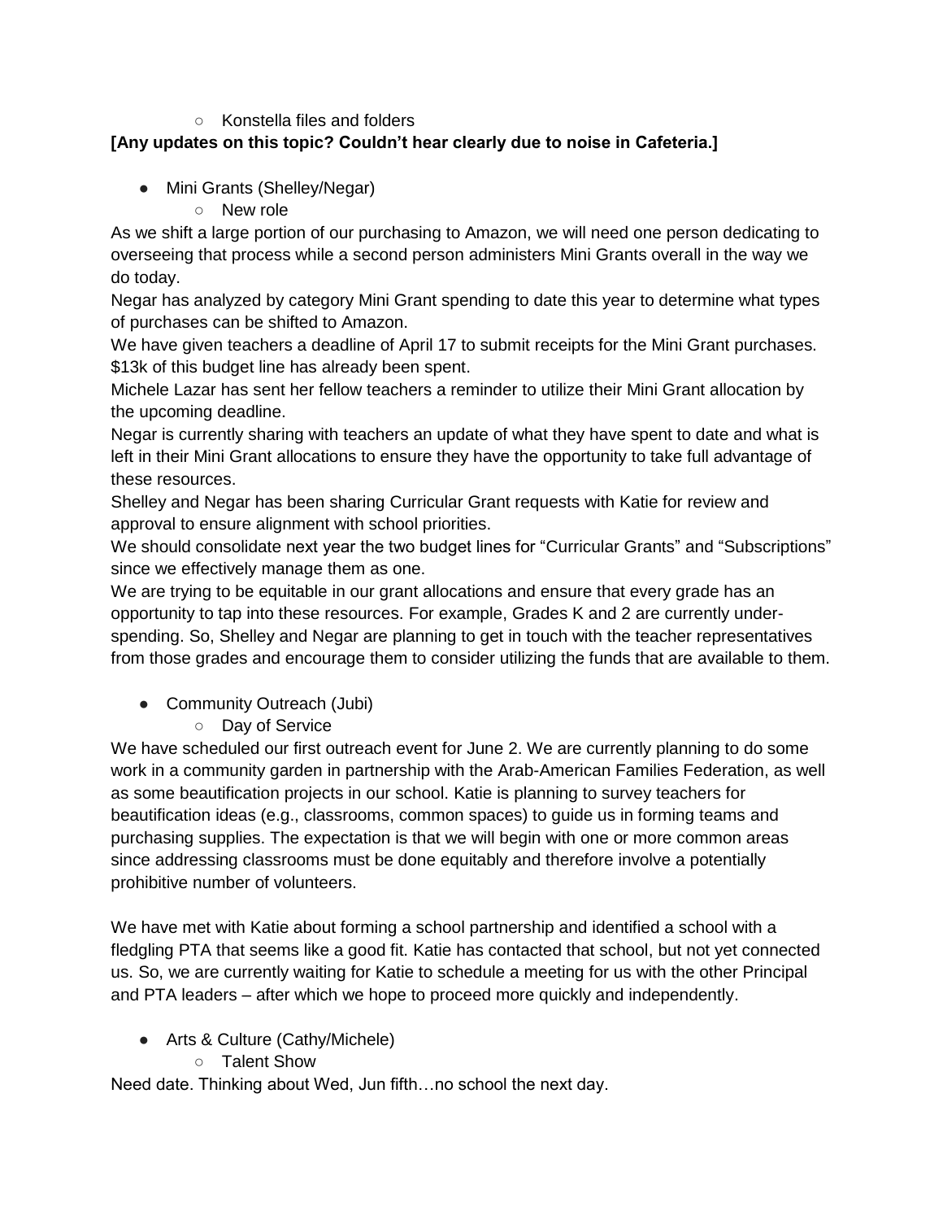- Konstella files and folders

**[Any updates on this topic? Couldn't hear clearly due to noise in Cafeteria.]**

- Mini Grants (Shelley/Negar)
    - New role

As we shift a large portion of our purchasing to Amazon, we will need one person dedicating to overseeing that process while a second person administers Mini Grants overall in the way we do today.

Negar has analyzed by category Mini Grant spending to date this year to determine what types of purchases can be shifted to Amazon.

We have given teachers a deadline of April 17 to submit receipts for the Mini Grant purchases. $13k of this budget line has already been spent.

Michele Lazar has sent her fellow teachers a reminder to utilize their Mini Grant allocation by the upcoming deadline.

Negar is currently sharing with teachers an update of what they have spent to date and what is left in their Mini Grant allocations to ensure they have the opportunity to take full advantage of these resources.

Shelley and Negar has been sharing Curricular Grant requests with Katie for review and approval to ensure alignment with school priorities.

We should consolidate next year the two budget lines for "Curricular Grants" and "Subscriptions" since we effectively manage them as one.

We are trying to be equitable in our grant allocations and ensure that every grade has an opportunity to tap into these resources. For example, Grades K and 2 are currently under-spending. So, Shelley and Negar are planning to get in touch with the teacher representatives from those grades and encourage them to consider utilizing the funds that are available to them.

- Community Outreach (Jubi)
    - Day of Service

We have scheduled our first outreach event for June 2. We are currently planning to do some work in a community garden in partnership with the Arab-American Families Federation, as well as some beautification projects in our school. Katie is planning to survey teachers for beautification ideas (e.g., classrooms, common spaces) to guide us in forming teams and purchasing supplies. The expectation is that we will begin with one or more common areas since addressing classrooms must be done equitably and therefore involve a potentially prohibitive number of volunteers.

We have met with Katie about forming a school partnership and identified a school with a fledgling PTA that seems like a good fit. Katie has contacted that school, but not yet connected us. So, we are currently waiting for Katie to schedule a meeting for us with the other Principal and PTA leaders – after which we hope to proceed more quickly and independently.

- Arts & Culture (Cathy/Michele)
    - Talent Show

Need date. Thinking about Wed, Jun fifth…no school the next day.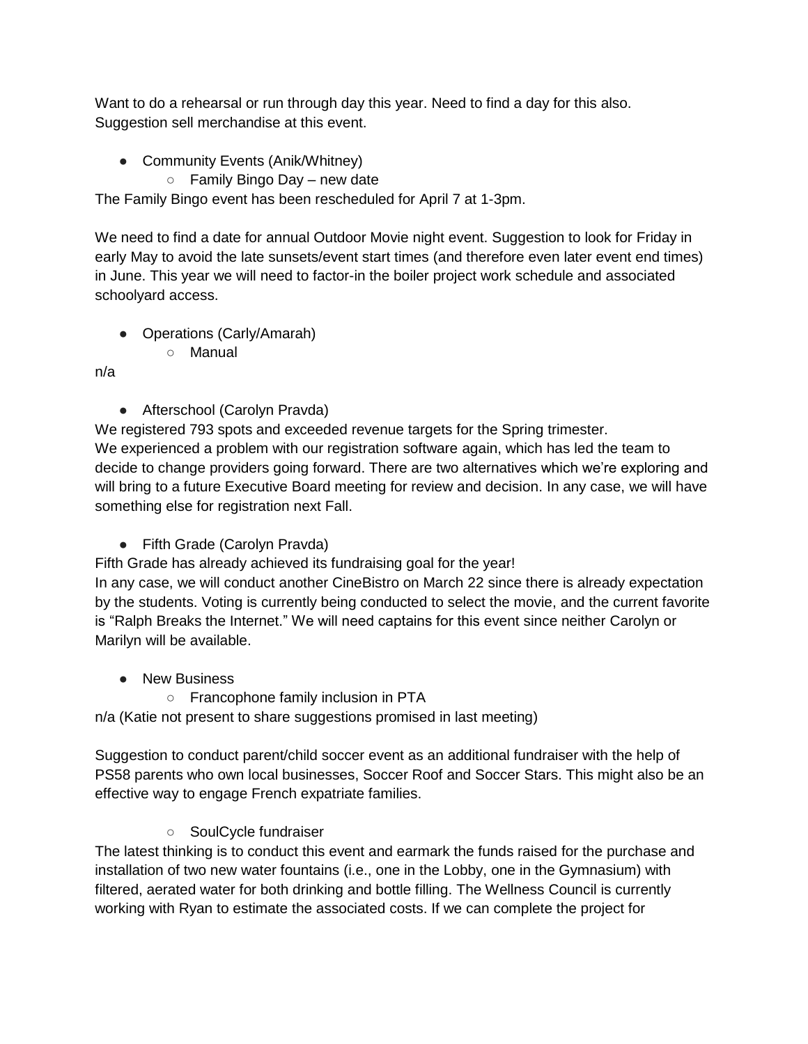Want to do a rehearsal or run through day this year. Need to find a day for this also. Suggestion sell merchandise at this event.

- Community Events (Anik/Whitney)
  - Family Bingo Day – new date

The Family Bingo event has been rescheduled for April 7 at 1-3pm.

We need to find a date for annual Outdoor Movie night event. Suggestion to look for Friday in early May to avoid the late sunsets/event start times (and therefore even later event end times) in June. This year we will need to factor-in the boiler project work schedule and associated schoolyard access.

- Operations (Carly/Amarah)
  - Manual

n/a

- Afterschool (Carolyn Pravda)

We registered 793 spots and exceeded revenue targets for the Spring trimester.
We experienced a problem with our registration software again, which has led the team to decide to change providers going forward. There are two alternatives which we're exploring and will bring to a future Executive Board meeting for review and decision. In any case, we will have something else for registration next Fall.

- Fifth Grade (Carolyn Pravda)

Fifth Grade has already achieved its fundraising goal for the year!
In any case, we will conduct another CineBistro on March 22 since there is already expectation by the students. Voting is currently being conducted to select the movie, and the current favorite is "Ralph Breaks the Internet." We will need captains for this event since neither Carolyn or Marilyn will be available.

- New Business
  - Francophone family inclusion in PTA

n/a (Katie not present to share suggestions promised in last meeting)

Suggestion to conduct parent/child soccer event as an additional fundraiser with the help of PS58 parents who own local businesses, Soccer Roof and Soccer Stars. This might also be an effective way to engage French expatriate families.

- SoulCycle fundraiser

The latest thinking is to conduct this event and earmark the funds raised for the purchase and installation of two new water fountains (i.e., one in the Lobby, one in the Gymnasium) with filtered, aerated water for both drinking and bottle filling. The Wellness Council is currently working with Ryan to estimate the associated costs. If we can complete the project for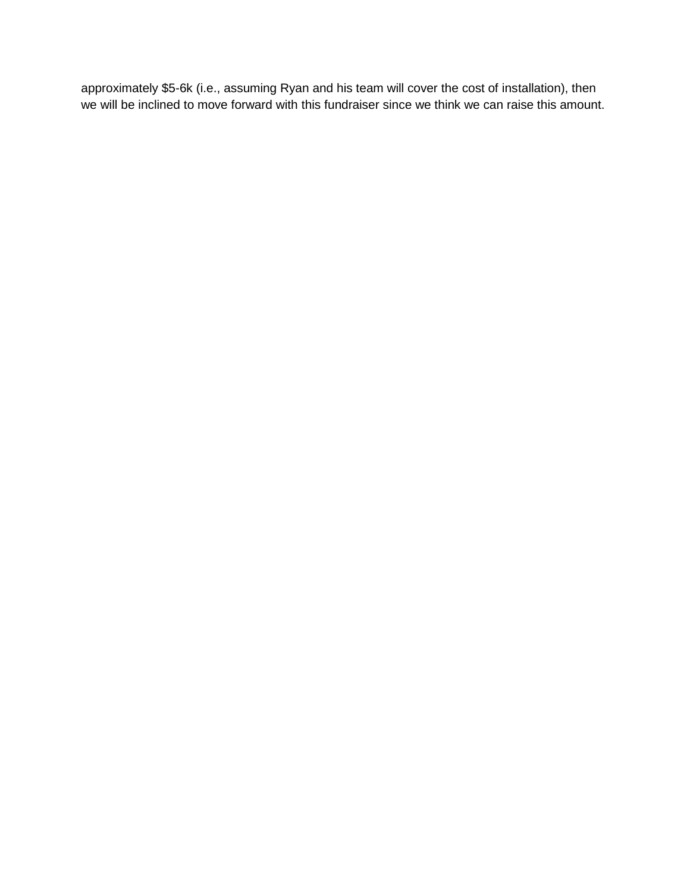approximately $5-6k (i.e., assuming Ryan and his team will cover the cost of installation), then we will be inclined to move forward with this fundraiser since we think we can raise this amount.